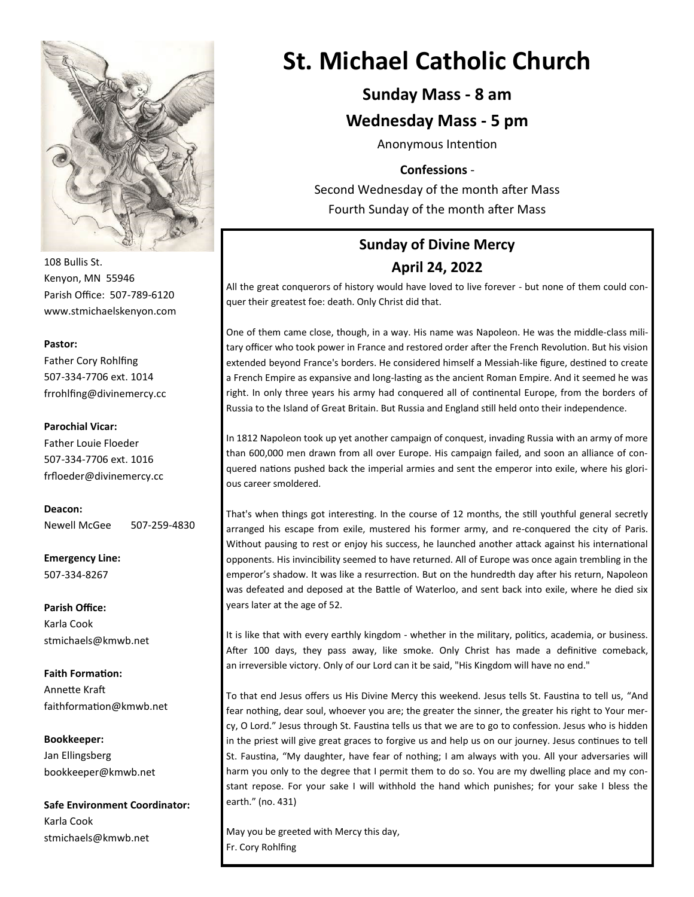# St. Michael Catholic Church

**Sunday Mass - 8 am**

**Wednesday Mass - 5 pm**

Anonymous Intention

**Confessions** -

Second Wednesday of the month after Mass

Fourth Sunday of the month after Mass

108 Bullis St.
Kenyon, MN 55946
Parish Office: 507-789-6120
www.stmichaelskenyon.com

**Pastor:**
Father Cory Rohlfing
507-334-7706 ext. 1014
frrohlfing@divinemercy.cc

**Parochial Vicar:**
Father Louie Floeder
507-334-7706 ext. 1016
frfloeder@divinemercy.cc

**Deacon:**
Newell McGee 507-259-4830

**Emergency Line:**
507-334-8267

**Parish Office:**
Karla Cook
stmichaels@kmwb.net

**Faith Formation:**
Annette Kraft
faithformation@kmwb.net

**Bookkeeper:**
Jan Ellingsberg
bookkeeper@kmwb.net

**Safe Environment Coordinator:**
Karla Cook
stmichaels@kmwb.net

## Sunday of Divine Mercy

## April 24, 2022

All the great conquerors of history would have loved to live forever - but none of them could conquer their greatest foe: death. Only Christ did that.

One of them came close, though, in a way. His name was Napoleon. He was the middle-class military officer who took power in France and restored order after the French Revolution. But his vision extended beyond France's borders. He considered himself a Messiah-like figure, destined to create a French Empire as expansive and long-lasting as the ancient Roman Empire. And it seemed he was right. In only three years his army had conquered all of continental Europe, from the borders of Russia to the Island of Great Britain. But Russia and England still held onto their independence.

In 1812 Napoleon took up yet another campaign of conquest, invading Russia with an army of more than 600,000 men drawn from all over Europe. His campaign failed, and soon an alliance of conquered nations pushed back the imperial armies and sent the emperor into exile, where his glorious career smoldered.

That's when things got interesting. In the course of 12 months, the still youthful general secretly arranged his escape from exile, mustered his former army, and re-conquered the city of Paris. Without pausing to rest or enjoy his success, he launched another attack against his international opponents. His invincibility seemed to have returned. All of Europe was once again trembling in the emperor's shadow. It was like a resurrection. But on the hundredth day after his return, Napoleon was defeated and deposed at the Battle of Waterloo, and sent back into exile, where he died six years later at the age of 52.

It is like that with every earthly kingdom - whether in the military, politics, academia, or business. After 100 days, they pass away, like smoke. Only Christ has made a definitive comeback, an irreversible victory. Only of our Lord can it be said, "His Kingdom will have no end."

To that end Jesus offers us His Divine Mercy this weekend. Jesus tells St. Faustina to tell us, "And fear nothing, dear soul, whoever you are; the greater the sinner, the greater his right to Your mercy, O Lord." Jesus through St. Faustina tells us that we are to go to confession. Jesus who is hidden in the priest will give great graces to forgive us and help us on our journey. Jesus continues to tell St. Faustina, "My daughter, have fear of nothing; I am always with you. All your adversaries will harm you only to the degree that I permit them to do so. You are my dwelling place and my constant repose. For your sake I will withhold the hand which punishes; for your sake I bless the earth." (no. 431)

May you be greeted with Mercy this day,
Fr. Cory Rohlfing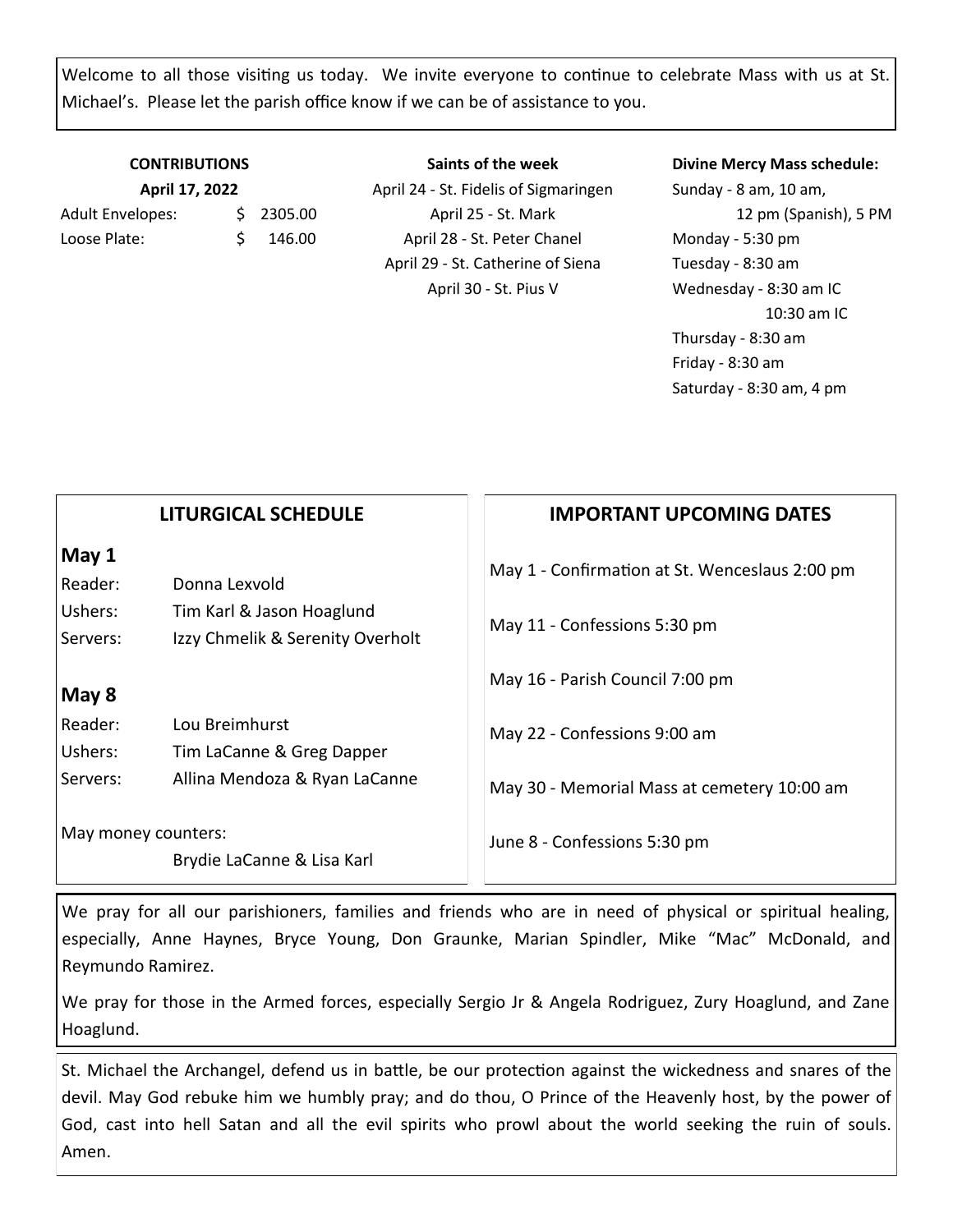Welcome to all those visiting us today. We invite everyone to continue to celebrate Mass with us at St. Michael's. Please let the parish office know if we can be of assistance to you.

**CONTRIBUTIONS**
**April 17, 2022**

| | |
|---|---|
| Adult Envelopes: | $ 2305.00 |
| Loose Plate: | $ 146.00 |

**Saints of the week**

April 24 - St. Fidelis of Sigmaringen
April 25 - St. Mark
April 28 - St. Peter Chanel
April 29 - St. Catherine of Siena
April 30 - St. Pius V

**Divine Mercy Mass schedule:**

Sunday - 8 am, 10 am, 12 pm (Spanish), 5 PM
Monday - 5:30 pm
Tuesday - 8:30 am
Wednesday - 8:30 am IC
10:30 am IC
Thursday - 8:30 am
Friday - 8:30 am
Saturday - 8:30 am, 4 pm

## LITURGICAL SCHEDULE

### May 1

| | |
|---|---|
| Reader: | Donna Lexvold |
| Ushers: | Tim Karl & Jason Hoaglund |
| Servers: | Izzy Chmelik & Serenity Overholt |

### May 8

| | |
|---|---|
| Reader: | Lou Breimhurst |
| Ushers: | Tim LaCanne & Greg Dapper |
| Servers: | Allina Mendoza & Ryan LaCanne |

May money counters:
Brydie LaCanne & Lisa Karl

## IMPORTANT UPCOMING DATES

May 1 - Confirmation at St. Wenceslaus 2:00 pm

May 11 - Confessions 5:30 pm

May 16 - Parish Council 7:00 pm

May 22 - Confessions 9:00 am

May 30 - Memorial Mass at cemetery 10:00 am

June 8 - Confessions 5:30 pm

We pray for all our parishioners, families and friends who are in need of physical or spiritual healing, especially, Anne Haynes, Bryce Young, Don Graunke, Marian Spindler, Mike "Mac" McDonald, and Reymundo Ramirez.

We pray for those in the Armed forces, especially Sergio Jr & Angela Rodriguez, Zury Hoaglund, and Zane Hoaglund.

St. Michael the Archangel, defend us in battle, be our protection against the wickedness and snares of the devil. May God rebuke him we humbly pray; and do thou, O Prince of the Heavenly host, by the power of God, cast into hell Satan and all the evil spirits who prowl about the world seeking the ruin of souls. Amen.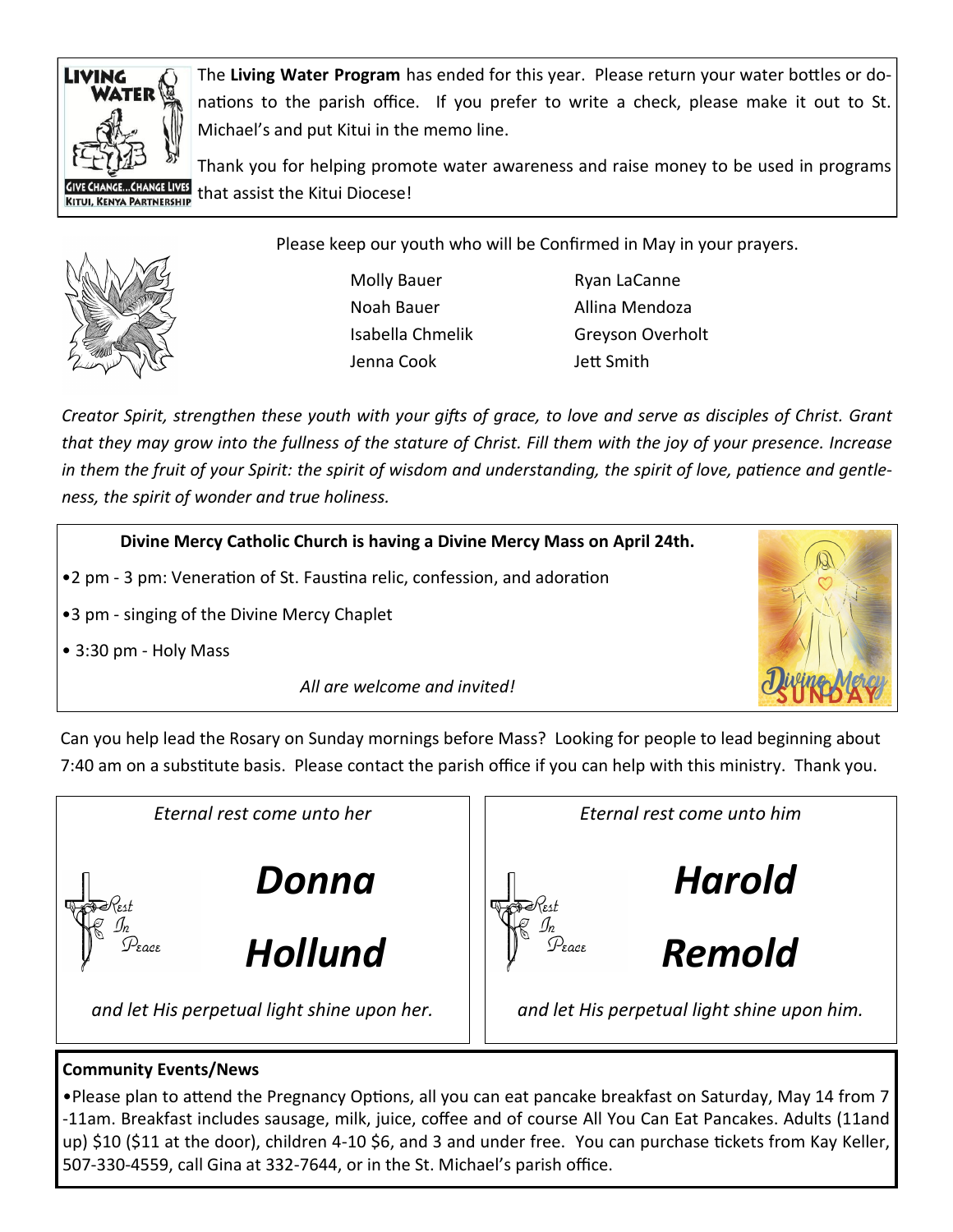The **Living Water Program** has ended for this year. Please return your water bottles or donations to the parish office. If you prefer to write a check, please make it out to St. Michael's and put Kitui in the memo line.

Thank you for helping promote water awareness and raise money to be used in programs that assist the Kitui Diocese!

Please keep our youth who will be Confirmed in May in your prayers.

Molly Bauer
Noah Bauer
Isabella Chmelik
Jenna Cook
Ryan LaCanne
Allina Mendoza
Greyson Overholt
Jett Smith

*Creator Spirit, strengthen these youth with your gifts of grace, to love and serve as disciples of Christ. Grant that they may grow into the fullness of the stature of Christ. Fill them with the joy of your presence. Increase in them the fruit of your Spirit: the spirit of wisdom and understanding, the spirit of love, patience and gentleness, the spirit of wonder and true holiness.*

**Divine Mercy Catholic Church is having a Divine Mercy Mass on April 24th.**

- 2 pm - 3 pm: Veneration of St. Faustina relic, confession, and adoration
- 3 pm - singing of the Divine Mercy Chaplet
- 3:30 pm - Holy Mass

*All are welcome and invited!*

Can you help lead the Rosary on Sunday mornings before Mass? Looking for people to lead beginning about 7:40 am on a substitute basis. Please contact the parish office if you can help with this ministry. Thank you.

*Eternal rest come unto her*

Rest In Peace

***Donna Hollund***

*and let His perpetual light shine upon her.*

*Eternal rest come unto him*

Rest In Peace

***Harold Remold***

*and let His perpetual light shine upon him.*

**Community Events/News**

- Please plan to attend the Pregnancy Options, all you can eat pancake breakfast on Saturday, May 14 from 7-11am. Breakfast includes sausage, milk, juice, coffee and of course All You Can Eat Pancakes. Adults (11and up) $10 ($11 at the door), children 4-10 $6, and 3 and under free. You can purchase tickets from Kay Keller, 507-330-4559, call Gina at 332-7644, or in the St. Michael's parish office.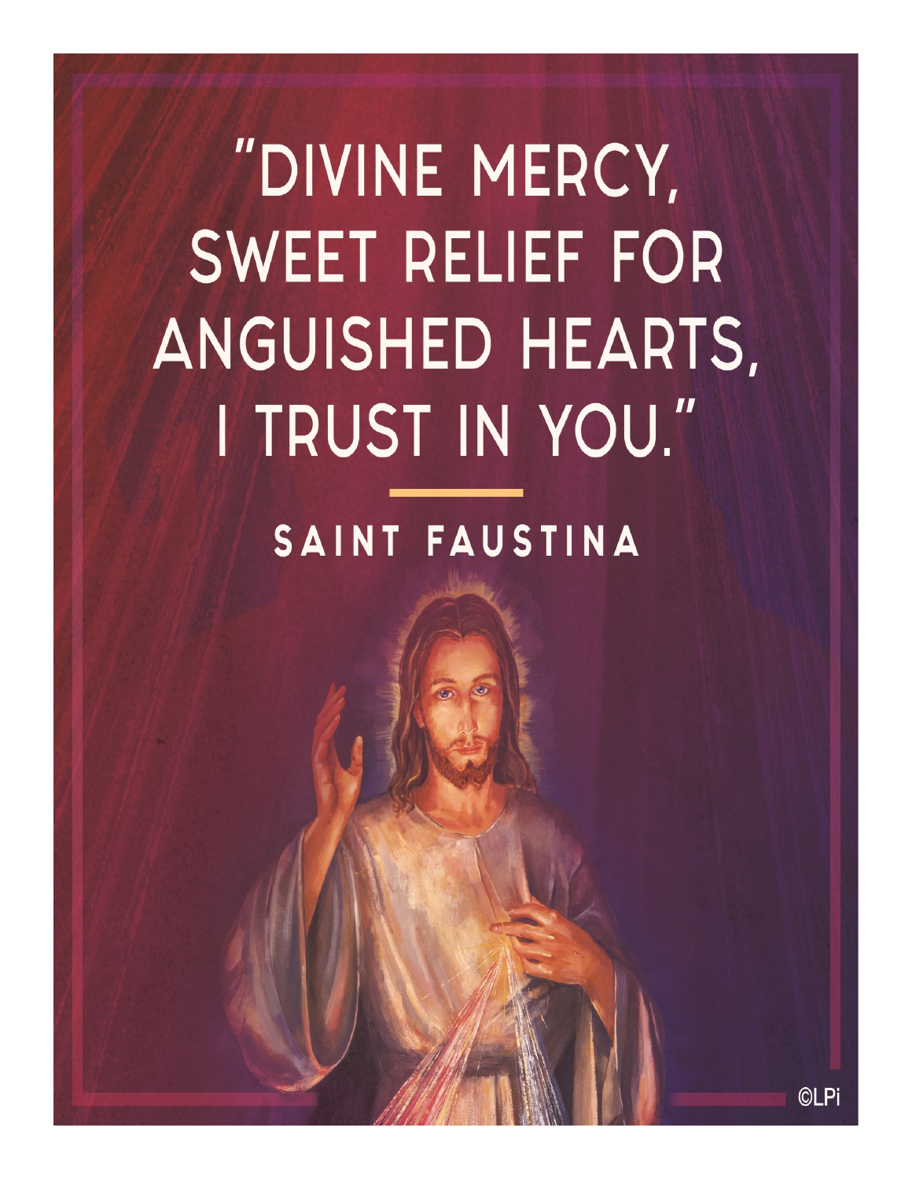# "DIVINE MERCY, SWEET RELIEF FOR ANGUISHED HEARTS, I TRUST IN YOU."

SAINT FAUSTINA

©LPi